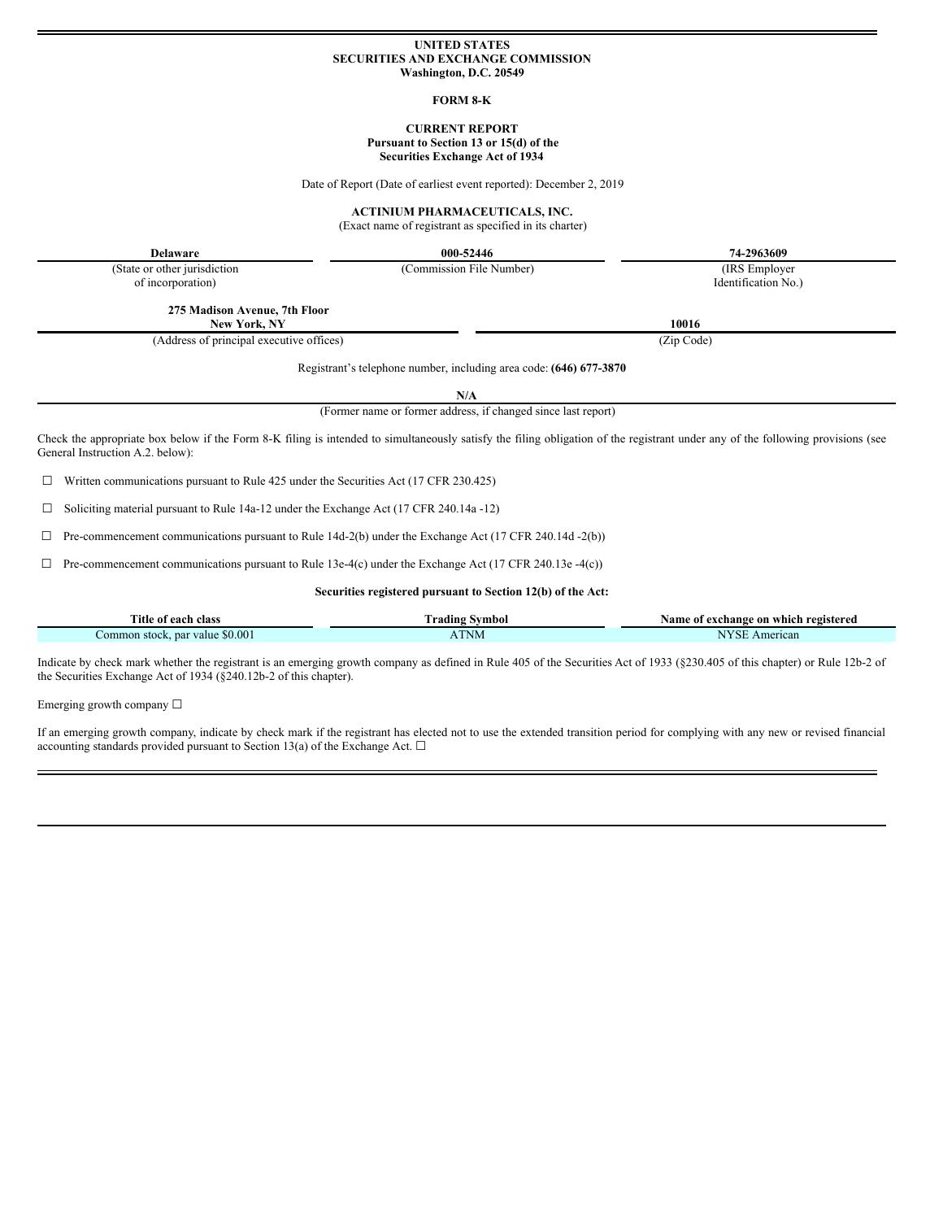**UNITED STATES**
**SECURITIES AND EXCHANGE COMMISSION**
**Washington, D.C. 20549**

**FORM 8-K**

**CURRENT REPORT**
**Pursuant to Section 13 or 15(d) of the**
**Securities Exchange Act of 1934**

Date of Report (Date of earliest event reported): December 2, 2019

**ACTINIUM PHARMACEUTICALS, INC.**
(Exact name of registrant as specified in its charter)

| **Delaware** | **000-52446** | **74-2963609** |
|---|---|---|
| (State or other jurisdiction of incorporation) | (Commission File Number) | (IRS Employer Identification No.) |

| **275 Madison Avenue, 7th Floor New York, NY** | **10016** |
|---|---|
| (Address of principal executive offices) | (Zip Code) |

Registrant's telephone number, including area code: **(646) 677-3870**

**N/A**
(Former name or former address, if changed since last report)

Check the appropriate box below if the Form 8-K filing is intended to simultaneously satisfy the filing obligation of the registrant under any of the following provisions (see General Instruction A.2. below):

☐ Written communications pursuant to Rule 425 under the Securities Act (17 CFR 230.425)

☐ Soliciting material pursuant to Rule 14a-12 under the Exchange Act (17 CFR 240.14a -12)

☐ Pre-commencement communications pursuant to Rule 14d-2(b) under the Exchange Act (17 CFR 240.14d -2(b))

☐ Pre-commencement communications pursuant to Rule 13e-4(c) under the Exchange Act (17 CFR 240.13e -4(c))

**Securities registered pursuant to Section 12(b) of the Act:**

| Title of each class | Trading Symbol | Name of exchange on which registered |
|---|---|---|
| Common stock, par value $0.001 | ATNM | NYSE American |

Indicate by check mark whether the registrant is an emerging growth company as defined in Rule 405 of the Securities Act of 1933 (§230.405 of this chapter) or Rule 12b-2 of the Securities Exchange Act of 1934 (§240.12b-2 of this chapter).

Emerging growth company ☐

If an emerging growth company, indicate by check mark if the registrant has elected not to use the extended transition period for complying with any new or revised financial accounting standards provided pursuant to Section 13(a) of the Exchange Act. ☐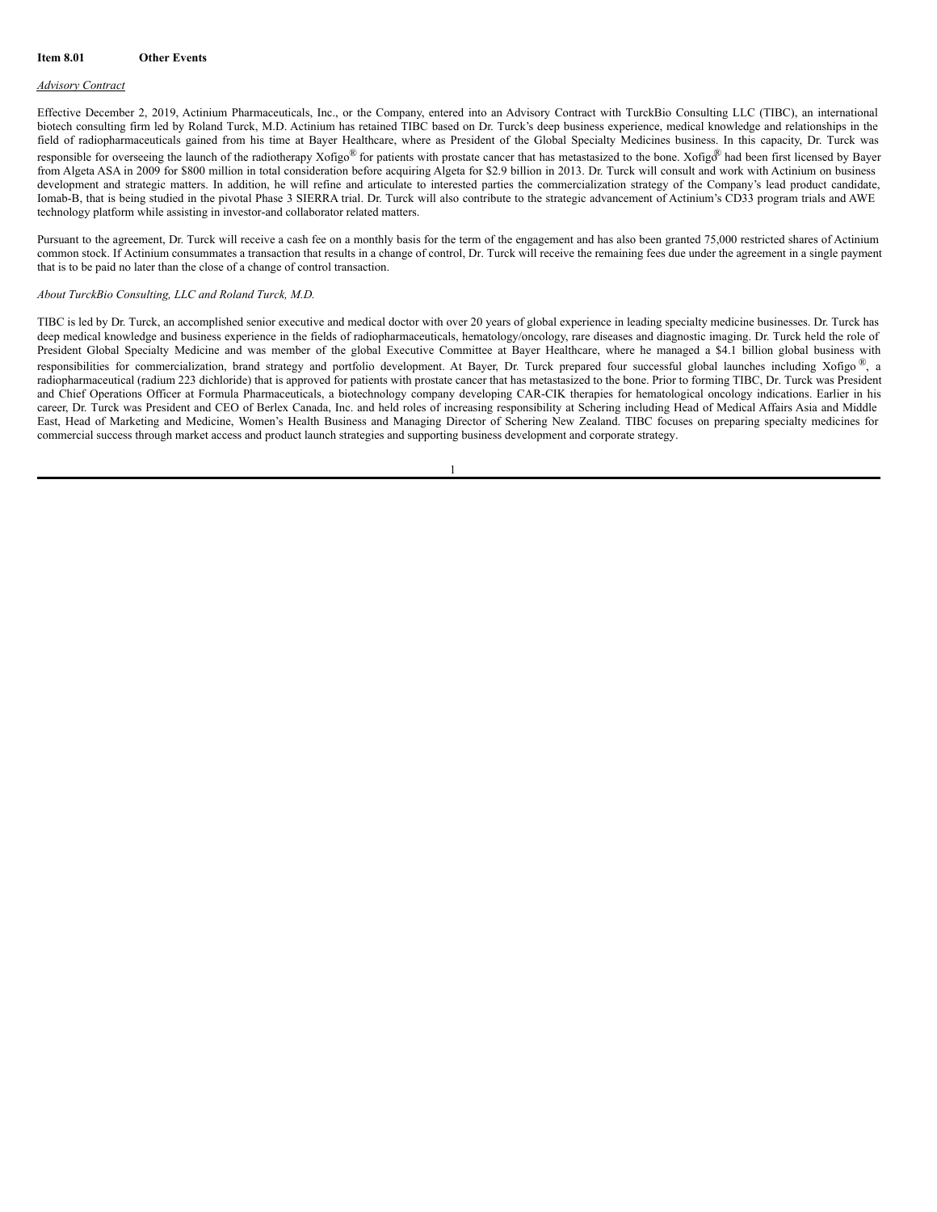**Item 8.01 Other Events**

*Advisory Contract*

Effective December 2, 2019, Actinium Pharmaceuticals, Inc., or the Company, entered into an Advisory Contract with TurckBio Consulting LLC (TIBC), an international biotech consulting firm led by Roland Turck, M.D. Actinium has retained TIBC based on Dr. Turck's deep business experience, medical knowledge and relationships in the field of radiopharmaceuticals gained from his time at Bayer Healthcare, where as President of the Global Specialty Medicines business. In this capacity, Dr. Turck was responsible for overseeing the launch of the radiotherapy Xofigo® for patients with prostate cancer that has metastasized to the bone. Xofigo® had been first licensed by Bayer from Algeta ASA in 2009 for $800 million in total consideration before acquiring Algeta for $2.9 billion in 2013. Dr. Turck will consult and work with Actinium on business development and strategic matters. In addition, he will refine and articulate to interested parties the commercialization strategy of the Company's lead product candidate, Iomab-B, that is being studied in the pivotal Phase 3 SIERRA trial. Dr. Turck will also contribute to the strategic advancement of Actinium's CD33 program trials and AWE technology platform while assisting in investor-and collaborator related matters.

Pursuant to the agreement, Dr. Turck will receive a cash fee on a monthly basis for the term of the engagement and has also been granted 75,000 restricted shares of Actinium common stock. If Actinium consummates a transaction that results in a change of control, Dr. Turck will receive the remaining fees due under the agreement in a single payment that is to be paid no later than the close of a change of control transaction.

*About TurckBio Consulting, LLC and Roland Turck, M.D.*

TIBC is led by Dr. Turck, an accomplished senior executive and medical doctor with over 20 years of global experience in leading specialty medicine businesses. Dr. Turck has deep medical knowledge and business experience in the fields of radiopharmaceuticals, hematology/oncology, rare diseases and diagnostic imaging. Dr. Turck held the role of President Global Specialty Medicine and was member of the global Executive Committee at Bayer Healthcare, where he managed a $4.1 billion global business with responsibilities for commercialization, brand strategy and portfolio development. At Bayer, Dr. Turck prepared four successful global launches including Xofigo ®, a radiopharmaceutical (radium 223 dichloride) that is approved for patients with prostate cancer that has metastasized to the bone. Prior to forming TIBC, Dr. Turck was President and Chief Operations Officer at Formula Pharmaceuticals, a biotechnology company developing CAR-CIK therapies for hematological oncology indications. Earlier in his career, Dr. Turck was President and CEO of Berlex Canada, Inc. and held roles of increasing responsibility at Schering including Head of Medical Affairs Asia and Middle East, Head of Marketing and Medicine, Women's Health Business and Managing Director of Schering New Zealand. TIBC focuses on preparing specialty medicines for commercial success through market access and product launch strategies and supporting business development and corporate strategy.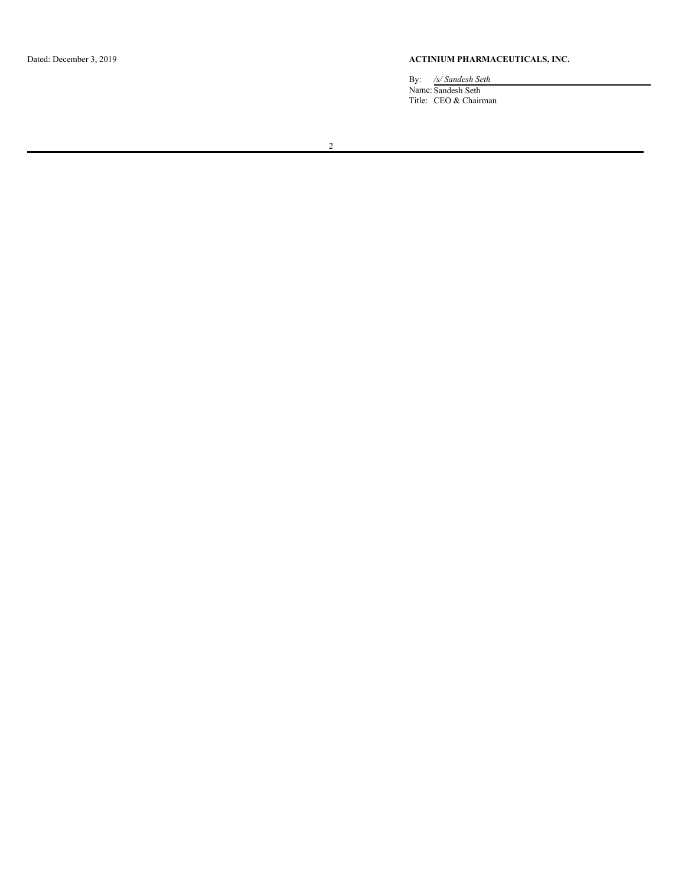Dated: December 3, 2019

**ACTINIUM PHARMACEUTICALS, INC.**

By: */s/ Sandesh Seth*
Name: Sandesh Seth
Title: CEO & Chairman